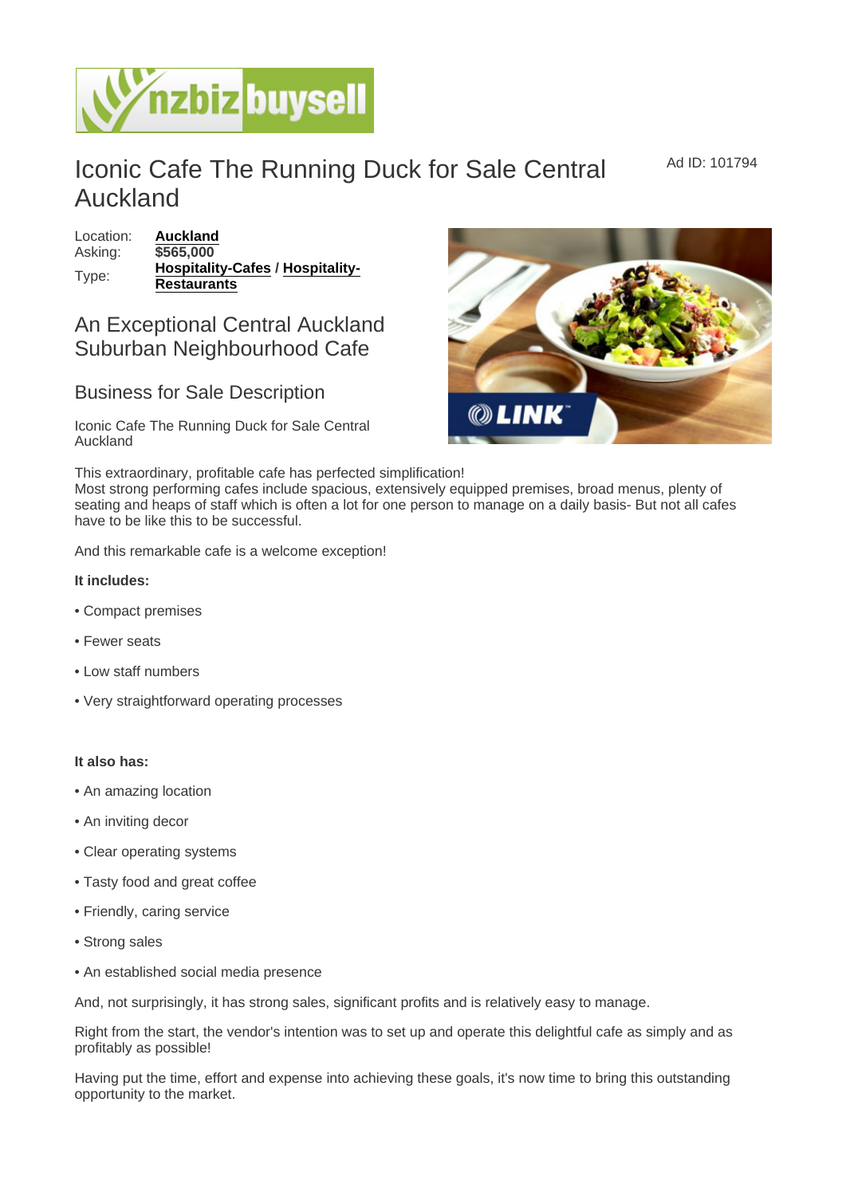# Iconic Cafe The Running Duck for Sale Central Auckland

Ad ID: 101794

Location: **Auckland**
Asking: **$565,000**
Type: **Hospitality-Cafes** / **Hospitality-Restaurants**

## An Exceptional Central Auckland Suburban Neighbourhood Cafe

## Business for Sale Description

Iconic Cafe The Running Duck for Sale Central Auckland

This extraordinary, profitable cafe has perfected simplification!
Most strong performing cafes include spacious, extensively equipped premises, broad menus, plenty of seating and heaps of staff which is often a lot for one person to manage on a daily basis- But not all cafes have to be like this to be successful.

And this remarkable cafe is a welcome exception!

**It includes:**

- Compact premises
- Fewer seats
- Low staff numbers
- Very straightforward operating processes

**It also has:**

- An amazing location
- An inviting decor
- Clear operating systems
- Tasty food and great coffee
- Friendly, caring service
- Strong sales
- An established social media presence

And, not surprisingly, it has strong sales, significant profits and is relatively easy to manage.

Right from the start, the vendor's intention was to set up and operate this delightful cafe as simply and as profitably as possible!

Having put the time, effort and expense into achieving these goals, it's now time to bring this outstanding opportunity to the market.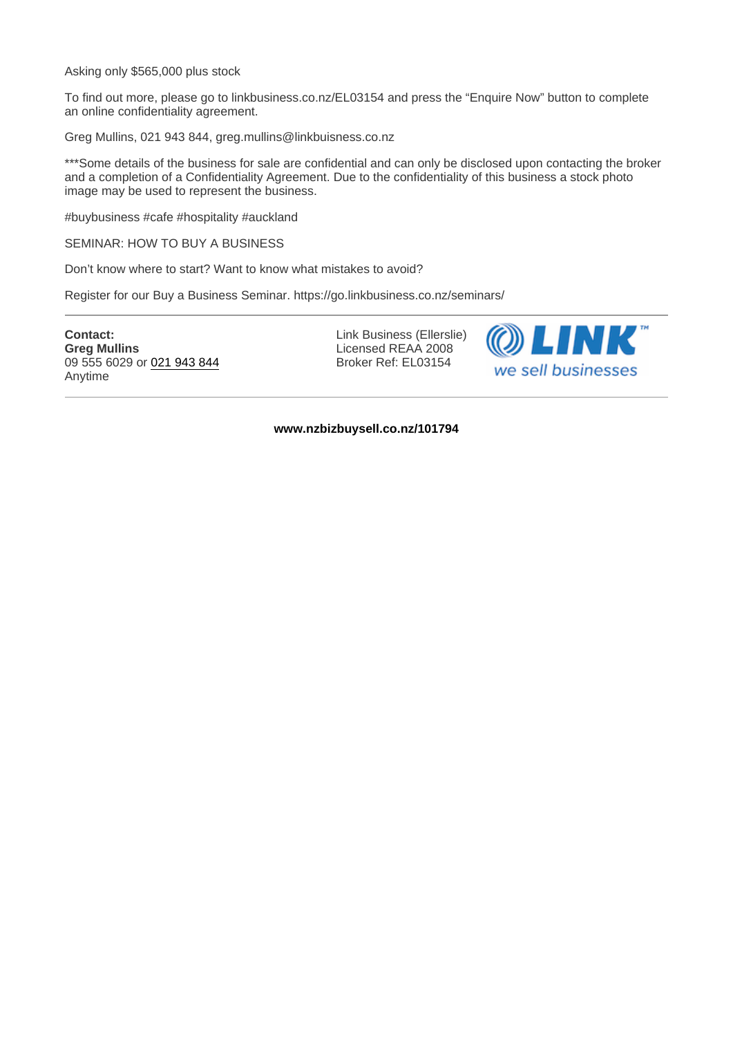Asking only $565,000 plus stock

To find out more, please go to linkbusiness.co.nz/EL03154 and press the “Enquire Now” button to complete an online confidentiality agreement.

Greg Mullins, 021 943 844, greg.mullins@linkbuisness.co.nz

***Some details of the business for sale are confidential and can only be disclosed upon contacting the broker and a completion of a Confidentiality Agreement. Due to the confidentiality of this business a stock photo image may be used to represent the business.

#buybusiness #cafe #hospitality #auckland

SEMINAR: HOW TO BUY A BUSINESS

Don’t know where to start? Want to know what mistakes to avoid?

Register for our Buy a Business Seminar. https://go.linkbusiness.co.nz/seminars/

---

**Contact:**
**Greg Mullins**
09 555 6029 or 021 943 844
Anytime

Link Business (Ellerslie)
Licensed REAA 2008
Broker Ref: EL03154

LINK™
we sell businesses

---

**www.nzbizbuysell.co.nz/101794**